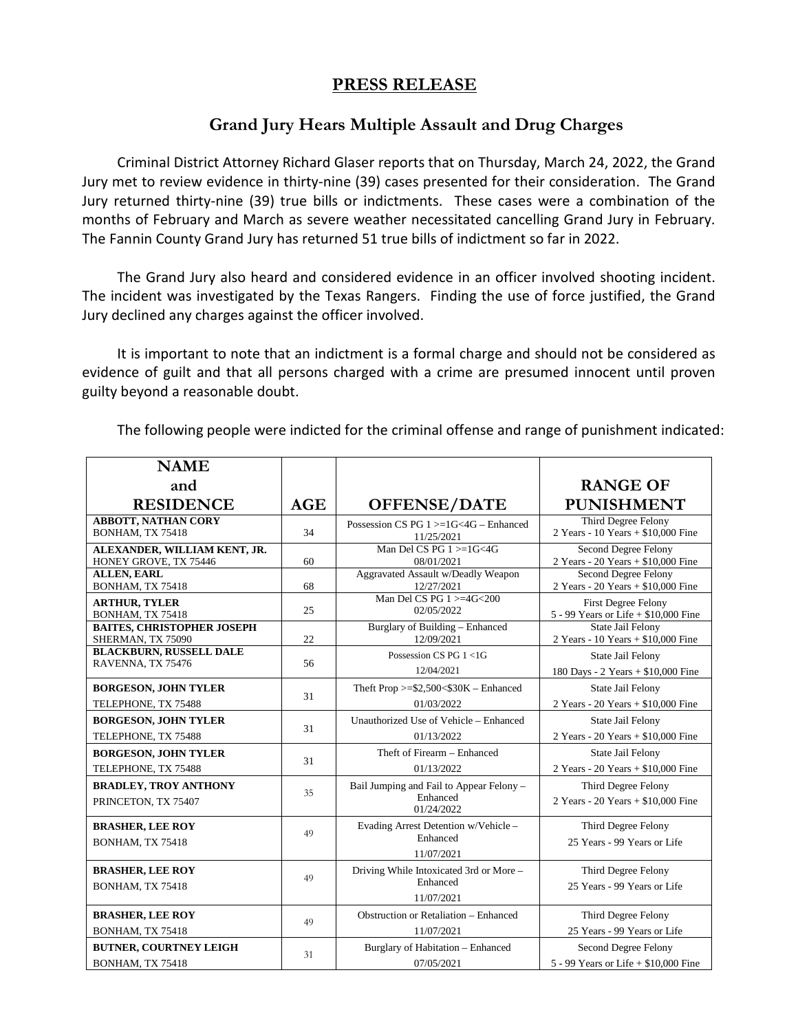# PRESS RELEASE

## Grand Jury Hears Multiple Assault and Drug Charges

Criminal District Attorney Richard Glaser reports that on Thursday, March 24, 2022, the Grand Jury met to review evidence in thirty-nine (39) cases presented for their consideration. The Grand Jury returned thirty-nine (39) true bills or indictments. These cases were a combination of the months of February and March as severe weather necessitated cancelling Grand Jury in February. The Fannin County Grand Jury has returned 51 true bills of indictment so far in 2022.

The Grand Jury also heard and considered evidence in an officer involved shooting incident. The incident was investigated by the Texas Rangers. Finding the use of force justified, the Grand Jury declined any charges against the officer involved.

It is important to note that an indictment is a formal charge and should not be considered as evidence of guilt and that all persons charged with a crime are presumed innocent until proven guilty beyond a reasonable doubt.

The following people were indicted for the criminal offense and range of punishment indicated:

| NAME and RESIDENCE | AGE | OFFENSE/DATE | RANGE OF PUNISHMENT |
|---|---|---|---|
| **ABBOTT, NATHAN CORY**<br>BONHAM, TX 75418 | 34 | Possession CS PG 1 >=1G<4G – Enhanced<br>11/25/2021 | Third Degree Felony<br>2 Years - 10 Years + $10,000 Fine |
| **ALEXANDER, WILLIAM KENT, JR.**<br>HONEY GROVE, TX 75446 | 60 | Man Del CS PG 1 >=1G<4G<br>08/01/2021 | Second Degree Felony<br>2 Years - 20 Years + $10,000 Fine |
| **ALLEN, EARL**<br>BONHAM, TX 75418 | 68 | Aggravated Assault w/Deadly Weapon<br>12/27/2021 | Second Degree Felony<br>2 Years - 20 Years + $10,000 Fine |
| **ARTHUR, TYLER**<br>BONHAM, TX 75418 | 25 | Man Del CS PG 1 >=4G<200<br>02/05/2022 | First Degree Felony<br>5 - 99 Years or Life + $10,000 Fine |
| **BAITES, CHRISTOPHER JOSEPH**<br>SHERMAN, TX 75090 | 22 | Burglary of Building – Enhanced<br>12/09/2021 | State Jail Felony<br>2 Years - 10 Years + $10,000 Fine |
| **BLACKBURN, RUSSELL DALE**<br>RAVENNA, TX 75476 | 56 | Possession CS PG 1 <1G<br>12/04/2021 | State Jail Felony<br>180 Days - 2 Years + $10,000 Fine |
| **BORGESON, JOHN TYLER**<br>TELEPHONE, TX 75488 | 31 | Theft Prop >=$2,500<$30K – Enhanced<br>01/03/2022 | State Jail Felony<br>2 Years - 20 Years + $10,000 Fine |
| **BORGESON, JOHN TYLER**<br>TELEPHONE, TX 75488 | 31 | Unauthorized Use of Vehicle – Enhanced<br>01/13/2022 | State Jail Felony<br>2 Years - 20 Years + $10,000 Fine |
| **BORGESON, JOHN TYLER**<br>TELEPHONE, TX 75488 | 31 | Theft of Firearm – Enhanced<br>01/13/2022 | State Jail Felony<br>2 Years - 20 Years + $10,000 Fine |
| **BRADLEY, TROY ANTHONY**<br>PRINCETON, TX 75407 | 35 | Bail Jumping and Fail to Appear Felony – Enhanced<br>01/24/2022 | Third Degree Felony<br>2 Years - 20 Years + $10,000 Fine |
| **BRASHER, LEE ROY**<br>BONHAM, TX 75418 | 49 | Evading Arrest Detention w/Vehicle – Enhanced<br>11/07/2021 | Third Degree Felony<br>25 Years - 99 Years or Life |
| **BRASHER, LEE ROY**<br>BONHAM, TX 75418 | 49 | Driving While Intoxicated 3rd or More – Enhanced<br>11/07/2021 | Third Degree Felony<br>25 Years - 99 Years or Life |
| **BRASHER, LEE ROY**<br>BONHAM, TX 75418 | 49 | Obstruction or Retaliation – Enhanced<br>11/07/2021 | Third Degree Felony<br>25 Years - 99 Years or Life |
| **BUTNER, COURTNEY LEIGH**<br>BONHAM, TX 75418 | 31 | Burglary of Habitation – Enhanced<br>07/05/2021 | Second Degree Felony<br>5 - 99 Years or Life + $10,000 Fine |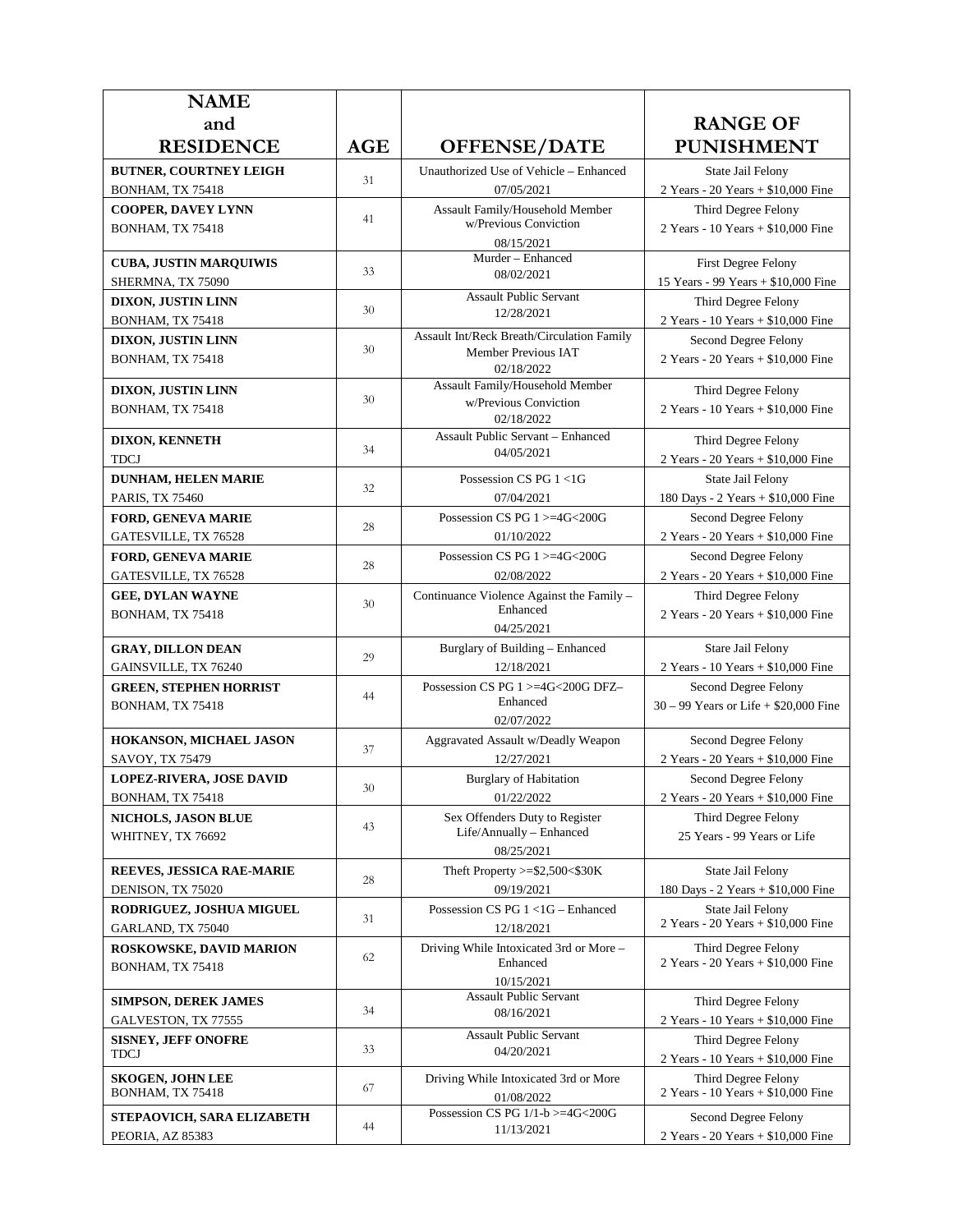| NAME and RESIDENCE | AGE | OFFENSE/DATE | RANGE OF PUNISHMENT |
|---|---|---|---|
| **BUTNER, COURTNEY LEIGH** BONHAM, TX 75418 | 31 | Unauthorized Use of Vehicle – Enhanced 07/05/2021 | State Jail Felony 2 Years - 20 Years + $10,000 Fine |
| **COOPER, DAVEY LYNN** BONHAM, TX 75418 | 41 | Assault Family/Household Member w/Previous Conviction 08/15/2021 | Third Degree Felony 2 Years - 10 Years + $10,000 Fine |
| **CUBA, JUSTIN MARQUIWIS** SHERMNA, TX 75090 | 33 | Murder – Enhanced 08/02/2021 | First Degree Felony 15 Years - 99 Years + $10,000 Fine |
| **DIXON, JUSTIN LINN** BONHAM, TX 75418 | 30 | Assault Public Servant 12/28/2021 | Third Degree Felony 2 Years - 10 Years + $10,000 Fine |
| **DIXON, JUSTIN LINN** BONHAM, TX 75418 | 30 | Assault Int/Reck Breath/Circulation Family Member Previous IAT 02/18/2022 | Second Degree Felony 2 Years - 20 Years + $10,000 Fine |
| **DIXON, JUSTIN LINN** BONHAM, TX 75418 | 30 | Assault Family/Household Member w/Previous Conviction 02/18/2022 | Third Degree Felony 2 Years - 10 Years + $10,000 Fine |
| **DIXON, KENNETH** TDCJ | 34 | Assault Public Servant – Enhanced 04/05/2021 | Third Degree Felony 2 Years - 20 Years + $10,000 Fine |
| **DUNHAM, HELEN MARIE** PARIS, TX 75460 | 32 | Possession CS PG 1 <1G 07/04/2021 | State Jail Felony 180 Days - 2 Years + $10,000 Fine |
| **FORD, GENEVA MARIE** GATESVILLE, TX 76528 | 28 | Possession CS PG 1 >=4G<200G 01/10/2022 | Second Degree Felony 2 Years - 20 Years + $10,000 Fine |
| **FORD, GENEVA MARIE** GATESVILLE, TX 76528 | 28 | Possession CS PG 1 >=4G<200G 02/08/2022 | Second Degree Felony 2 Years - 20 Years + $10,000 Fine |
| **GEE, DYLAN WAYNE** BONHAM, TX 75418 | 30 | Continuance Violence Against the Family – Enhanced 04/25/2021 | Third Degree Felony 2 Years - 20 Years + $10,000 Fine |
| **GRAY, DILLON DEAN** GAINSVILLE, TX 76240 | 29 | Burglary of Building – Enhanced 12/18/2021 | Stare Jail Felony 2 Years - 10 Years + $10,000 Fine |
| **GREEN, STEPHEN HORRIST** BONHAM, TX 75418 | 44 | Possession CS PG 1 >=4G<200G DFZ– Enhanced 02/07/2022 | Second Degree Felony 30 – 99 Years or Life + $20,000 Fine |
| **HOKANSON, MICHAEL JASON** SAVOY, TX 75479 | 37 | Aggravated Assault w/Deadly Weapon 12/27/2021 | Second Degree Felony 2 Years - 20 Years + $10,000 Fine |
| **LOPEZ-RIVERA, JOSE DAVID** BONHAM, TX 75418 | 30 | Burglary of Habitation 01/22/2022 | Second Degree Felony 2 Years - 20 Years + $10,000 Fine |
| **NICHOLS, JASON BLUE** WHITNEY, TX 76692 | 43 | Sex Offenders Duty to Register Life/Annually – Enhanced 08/25/2021 | Third Degree Felony 25 Years - 99 Years or Life |
| **REEVES, JESSICA RAE-MARIE** DENISON, TX 75020 | 28 | Theft Property >=$2,500<$30K 09/19/2021 | State Jail Felony 180 Days - 2 Years + $10,000 Fine |
| **RODRIGUEZ, JOSHUA MIGUEL** GARLAND, TX 75040 | 31 | Possession CS PG 1 <1G – Enhanced 12/18/2021 | State Jail Felony 2 Years - 20 Years + $10,000 Fine |
| **ROSKOWSKE, DAVID MARION** BONHAM, TX 75418 | 62 | Driving While Intoxicated 3rd or More – Enhanced 10/15/2021 | Third Degree Felony 2 Years - 20 Years + $10,000 Fine |
| **SIMPSON, DEREK JAMES** GALVESTON, TX 77555 | 34 | Assault Public Servant 08/16/2021 | Third Degree Felony 2 Years - 10 Years + $10,000 Fine |
| **SISNEY, JEFF ONOFRE** TDCJ | 33 | Assault Public Servant 04/20/2021 | Third Degree Felony 2 Years - 10 Years + $10,000 Fine |
| **SKOGEN, JOHN LEE** BONHAM, TX 75418 | 67 | Driving While Intoxicated 3rd or More 01/08/2022 | Third Degree Felony 2 Years - 10 Years + $10,000 Fine |
| **STEPAOVICH, SARA ELIZABETH** PEORIA, AZ 85383 | 44 | Possession CS PG 1/1-b >=4G<200G 11/13/2021 | Second Degree Felony 2 Years - 20 Years + $10,000 Fine |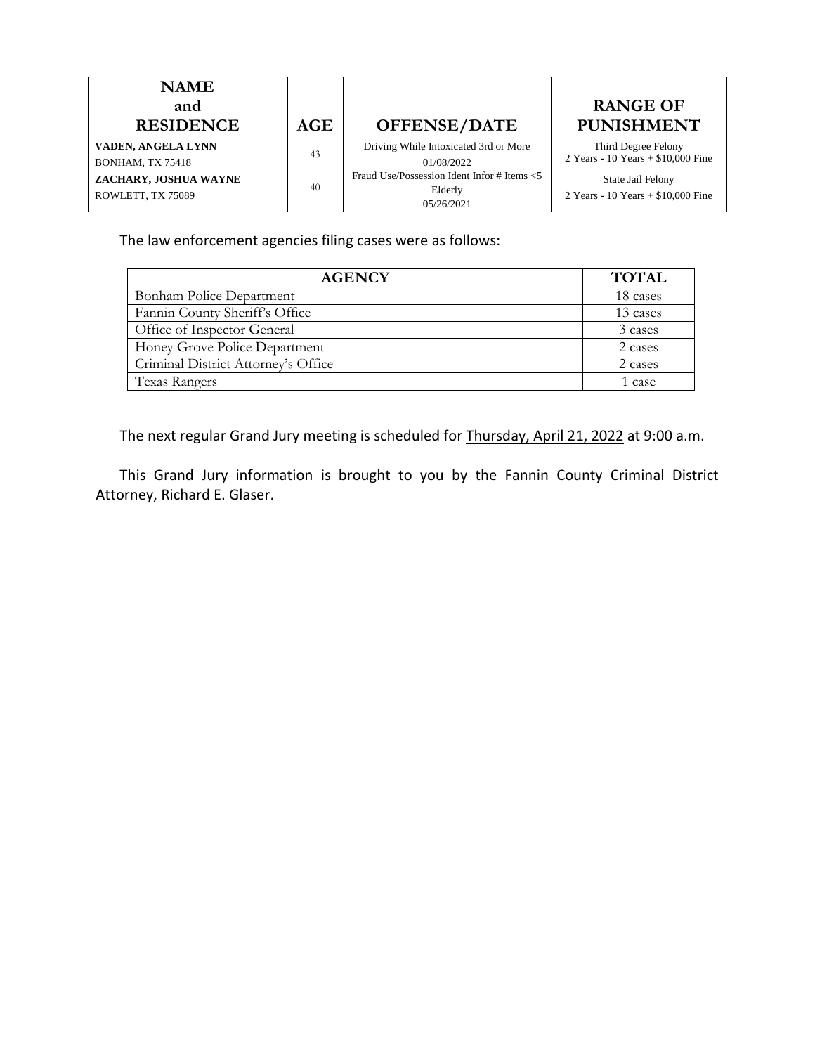| NAME and RESIDENCE | AGE | OFFENSE/DATE | RANGE OF PUNISHMENT |
|---|---|---|---|
| **VADEN, ANGELA LYNN** BONHAM, TX 75418 | 43 | Driving While Intoxicated 3rd or More 01/08/2022 | Third Degree Felony 2 Years - 10 Years + $10,000 Fine |
| **ZACHARY, JOSHUA WAYNE** ROWLETT, TX 75089 | 40 | Fraud Use/Possession Ident Infor # Items <5 Elderly 05/26/2021 | State Jail Felony 2 Years - 10 Years + $10,000 Fine |

The law enforcement agencies filing cases were as follows:

| AGENCY | TOTAL |
|---|---|
| Bonham Police Department | 18 cases |
| Fannin County Sheriff's Office | 13 cases |
| Office of Inspector General | 3 cases |
| Honey Grove Police Department | 2 cases |
| Criminal District Attorney's Office | 2 cases |
| Texas Rangers | 1 case |

The next regular Grand Jury meeting is scheduled for Thursday, April 21, 2022 at 9:00 a.m.

This Grand Jury information is brought to you by the Fannin County Criminal District Attorney, Richard E. Glaser.